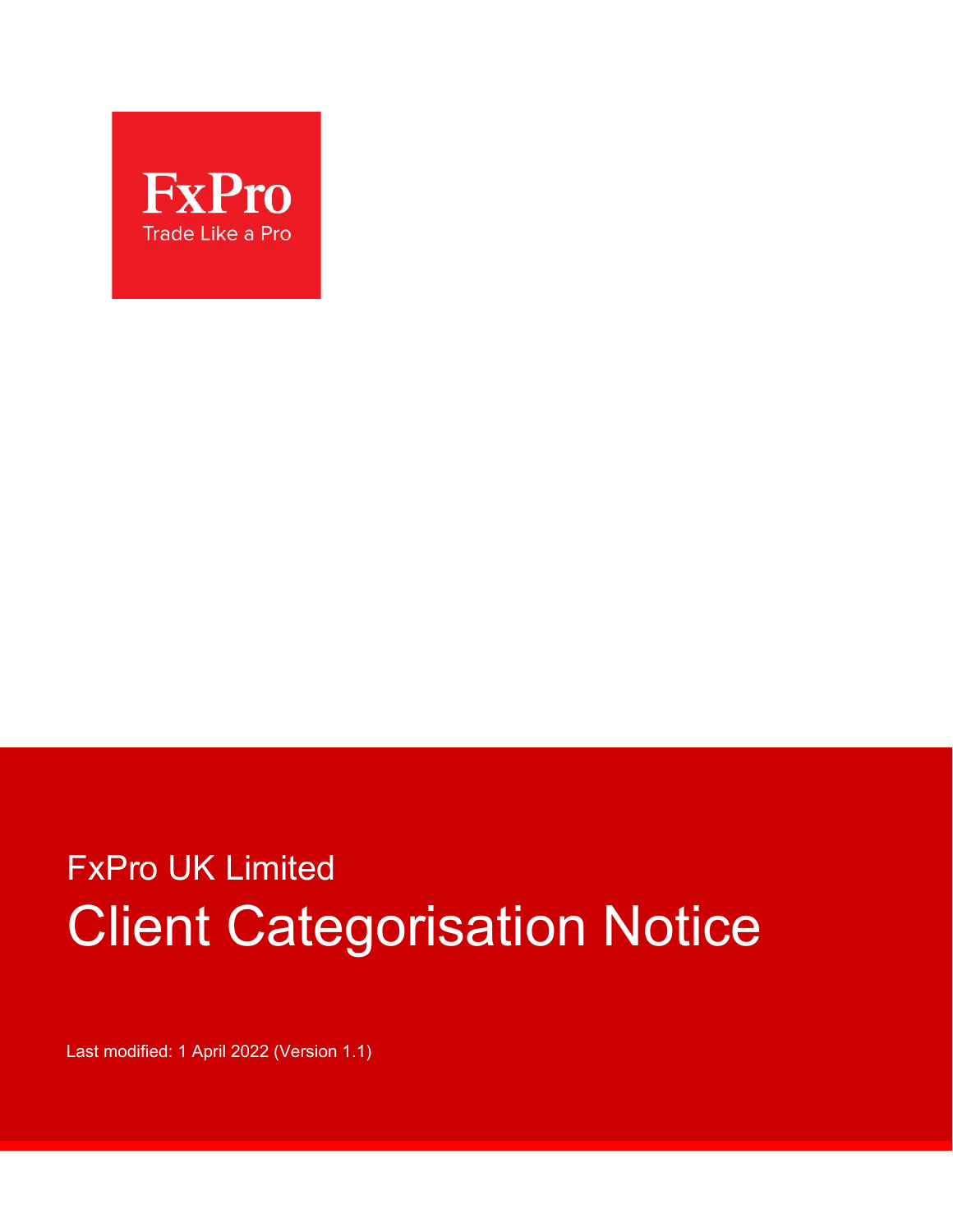FxPro

Trade Like a Pro

FxPro UK Limited

# Client Categorisation Notice

Last modified: 1 April 2022 (Version 1.1)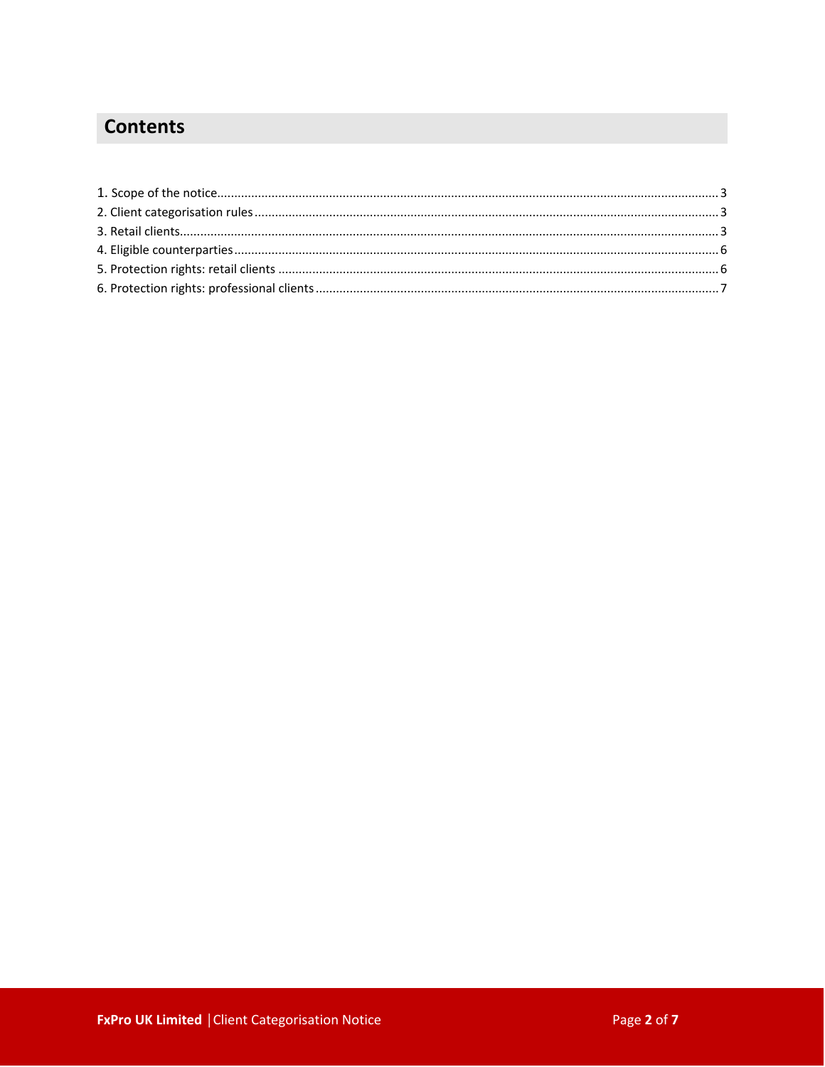## Contents

1. Scope of the notice .................................................. 3
2. Client categorisation rules .................................................. 3
3. Retail clients .................................................. 3
4. Eligible counterparties .................................................. 6
5. Protection rights: retail clients .................................................. 6
6. Protection rights: professional clients .................................................. 7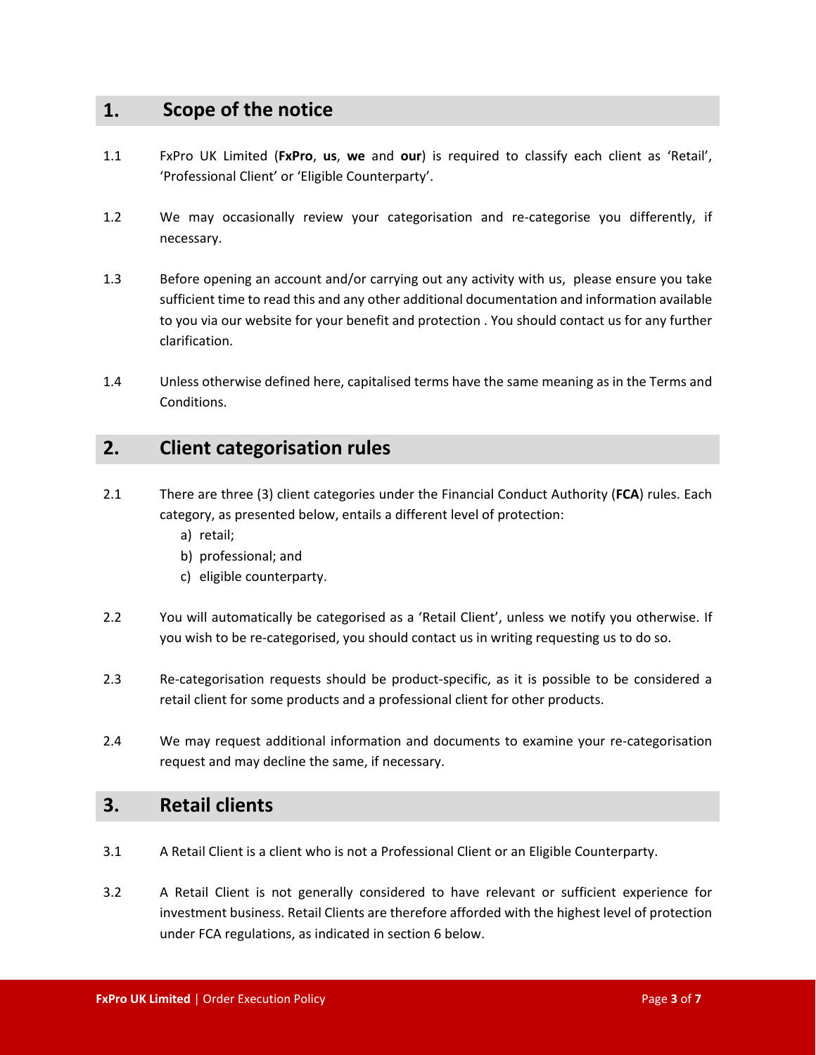## 1. Scope of the notice

1.1 FxPro UK Limited (**FxPro**, **us**, **we** and **our**) is required to classify each client as 'Retail', 'Professional Client' or 'Eligible Counterparty'.

1.2 We may occasionally review your categorisation and re-categorise you differently, if necessary.

1.3 Before opening an account and/or carrying out any activity with us, please ensure you take sufficient time to read this and any other additional documentation and information available to you via our website for your benefit and protection . You should contact us for any further clarification.

1.4 Unless otherwise defined here, capitalised terms have the same meaning as in the Terms and Conditions.

## 2. Client categorisation rules

2.1 There are three (3) client categories under the Financial Conduct Authority (**FCA**) rules. Each category, as presented below, entails a different level of protection:

a) retail;
b) professional; and
c) eligible counterparty.

2.2 You will automatically be categorised as a 'Retail Client', unless we notify you otherwise. If you wish to be re-categorised, you should contact us in writing requesting us to do so.

2.3 Re-categorisation requests should be product-specific, as it is possible to be considered a retail client for some products and a professional client for other products.

2.4 We may request additional information and documents to examine your re-categorisation request and may decline the same, if necessary.

## 3. Retail clients

3.1 A Retail Client is a client who is not a Professional Client or an Eligible Counterparty.

3.2 A Retail Client is not generally considered to have relevant or sufficient experience for investment business. Retail Clients are therefore afforded with the highest level of protection under FCA regulations, as indicated in section 6 below.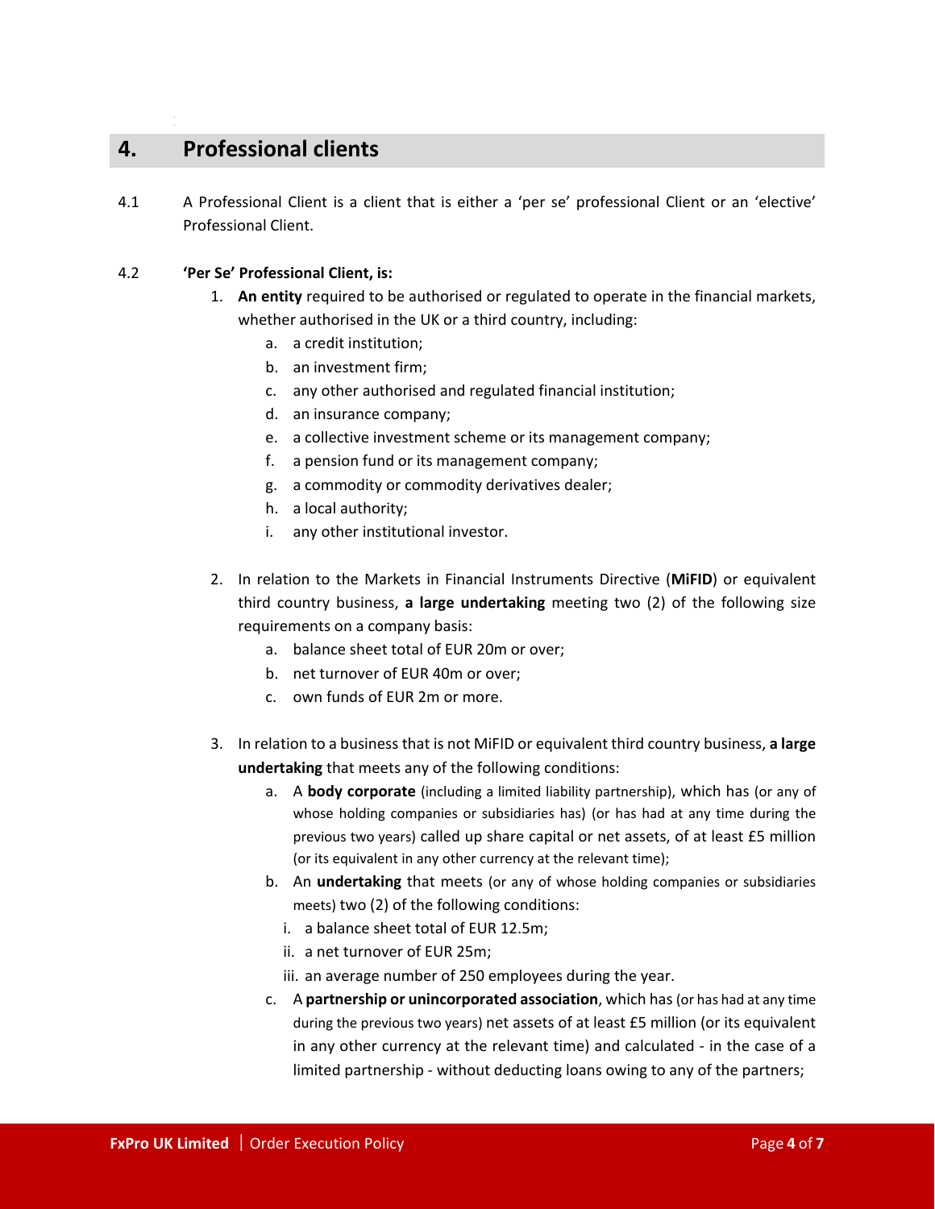## 4. Professional clients

4.1 A Professional Client is a client that is either a ‘per se’ professional Client or an ‘elective’ Professional Client.

4.2 **‘Per Se’ Professional Client, is:**

1. **An entity** required to be authorised or regulated to operate in the financial markets, whether authorised in the UK or a third country, including:
    a. a credit institution;
    b. an investment firm;
    c. any other authorised and regulated financial institution;
    d. an insurance company;
    e. a collective investment scheme or its management company;
    f. a pension fund or its management company;
    g. a commodity or commodity derivatives dealer;
    h. a local authority;
    i. any other institutional investor.

2. In relation to the Markets in Financial Instruments Directive (**MiFID**) or equivalent third country business, **a large undertaking** meeting two (2) of the following size requirements on a company basis:
    a. balance sheet total of EUR 20m or over;
    b. net turnover of EUR 40m or over;
    c. own funds of EUR 2m or more.

3. In relation to a business that is not MiFID or equivalent third country business, **a large undertaking** that meets any of the following conditions:
    a. A **body corporate** (including a limited liability partnership), which has (or any of whose holding companies or subsidiaries has) (or has had at any time during the previous two years) called up share capital or net assets, of at least £5 million (or its equivalent in any other currency at the relevant time);
    b. An **undertaking** that meets (or any of whose holding companies or subsidiaries meets) two (2) of the following conditions:
        i. a balance sheet total of EUR 12.5m;
        ii. a net turnover of EUR 25m;
        iii. an average number of 250 employees during the year.
    c. A **partnership or unincorporated association**, which has (or has had at any time during the previous two years) net assets of at least £5 million (or its equivalent in any other currency at the relevant time) and calculated - in the case of a limited partnership - without deducting loans owing to any of the partners;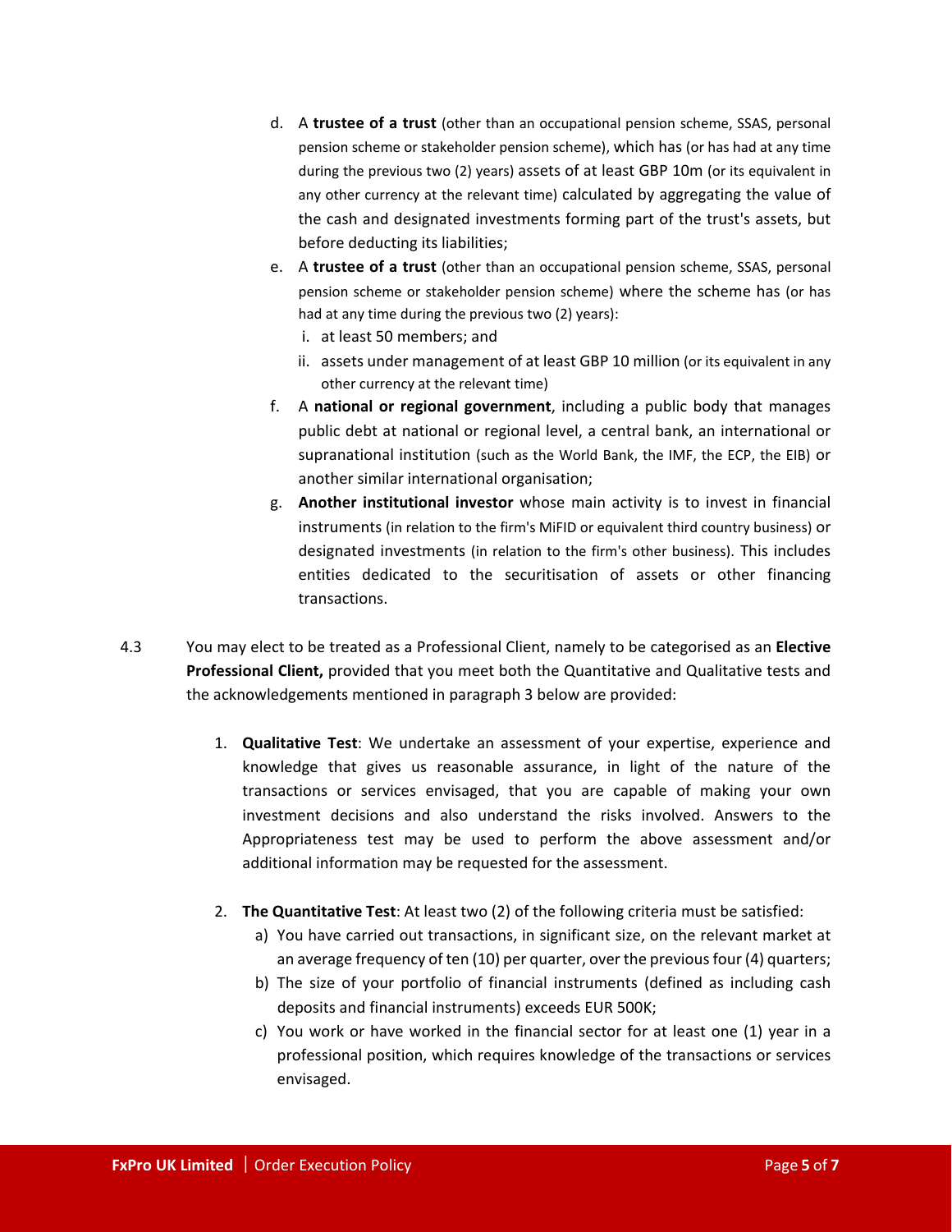d. A **trustee of a trust** (other than an occupational pension scheme, SSAS, personal pension scheme or stakeholder pension scheme), which has (or has had at any time during the previous two (2) years) assets of at least GBP 10m (or its equivalent in any other currency at the relevant time) calculated by aggregating the value of the cash and designated investments forming part of the trust's assets, but before deducting its liabilities;

e. A **trustee of a trust** (other than an occupational pension scheme, SSAS, personal pension scheme or stakeholder pension scheme) where the scheme has (or has had at any time during the previous two (2) years):
   i. at least 50 members; and
   ii. assets under management of at least GBP 10 million (or its equivalent in any other currency at the relevant time)

f. A **national or regional government**, including a public body that manages public debt at national or regional level, a central bank, an international or supranational institution (such as the World Bank, the IMF, the ECP, the EIB) or another similar international organisation;

g. **Another institutional investor** whose main activity is to invest in financial instruments (in relation to the firm's MiFID or equivalent third country business) or designated investments (in relation to the firm's other business). This includes entities dedicated to the securitisation of assets or other financing transactions.

4.3 You may elect to be treated as a Professional Client, namely to be categorised as an **Elective Professional Client,** provided that you meet both the Quantitative and Qualitative tests and the acknowledgements mentioned in paragraph 3 below are provided:

1. **Qualitative Test**: We undertake an assessment of your expertise, experience and knowledge that gives us reasonable assurance, in light of the nature of the transactions or services envisaged, that you are capable of making your own investment decisions and also understand the risks involved. Answers to the Appropriateness test may be used to perform the above assessment and/or additional information may be requested for the assessment.

2. **The Quantitative Test**: At least two (2) of the following criteria must be satisfied:
   a) You have carried out transactions, in significant size, on the relevant market at an average frequency of ten (10) per quarter, over the previous four (4) quarters;
   b) The size of your portfolio of financial instruments (defined as including cash deposits and financial instruments) exceeds EUR 500K;
   c) You work or have worked in the financial sector for at least one (1) year in a professional position, which requires knowledge of the transactions or services envisaged.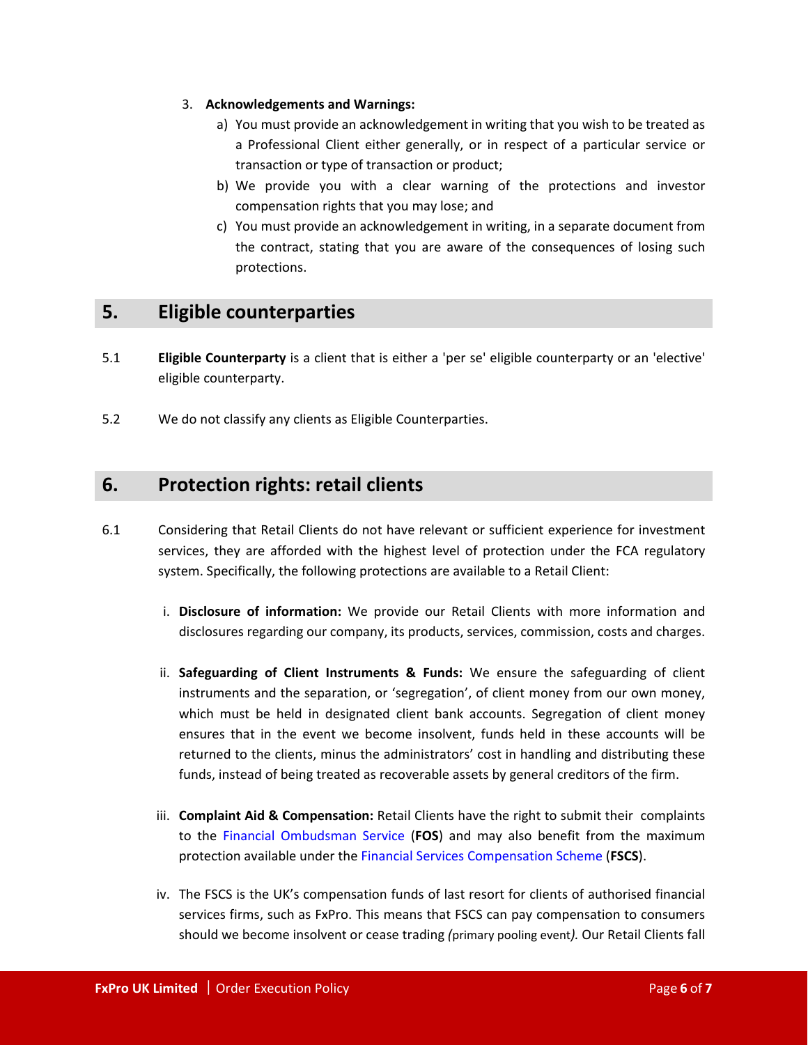3. **Acknowledgements and Warnings:**
   a) You must provide an acknowledgement in writing that you wish to be treated as a Professional Client either generally, or in respect of a particular service or transaction or type of transaction or product;
   b) We provide you with a clear warning of the protections and investor compensation rights that you may lose; and
   c) You must provide an acknowledgement in writing, in a separate document from the contract, stating that you are aware of the consequences of losing such protections.

## 5. Eligible counterparties

5.1 **Eligible Counterparty** is a client that is either a 'per se' eligible counterparty or an 'elective' eligible counterparty.

5.2 We do not classify any clients as Eligible Counterparties.

## 6. Protection rights: retail clients

6.1 Considering that Retail Clients do not have relevant or sufficient experience for investment services, they are afforded with the highest level of protection under the FCA regulatory system. Specifically, the following protections are available to a Retail Client:

i. **Disclosure of information:** We provide our Retail Clients with more information and disclosures regarding our company, its products, services, commission, costs and charges.

ii. **Safeguarding of Client Instruments & Funds:** We ensure the safeguarding of client instruments and the separation, or 'segregation', of client money from our own money, which must be held in designated client bank accounts. Segregation of client money ensures that in the event we become insolvent, funds held in these accounts will be returned to the clients, minus the administrators' cost in handling and distributing these funds, instead of being treated as recoverable assets by general creditors of the firm.

iii. **Complaint Aid & Compensation:** Retail Clients have the right to submit their complaints to the Financial Ombudsman Service (**FOS**) and may also benefit from the maximum protection available under the Financial Services Compensation Scheme (**FSCS**).

iv. The FSCS is the UK's compensation funds of last resort for clients of authorised financial services firms, such as FxPro. This means that FSCS can pay compensation to consumers should we become insolvent or cease trading *(primary pooling event).* Our Retail Clients fall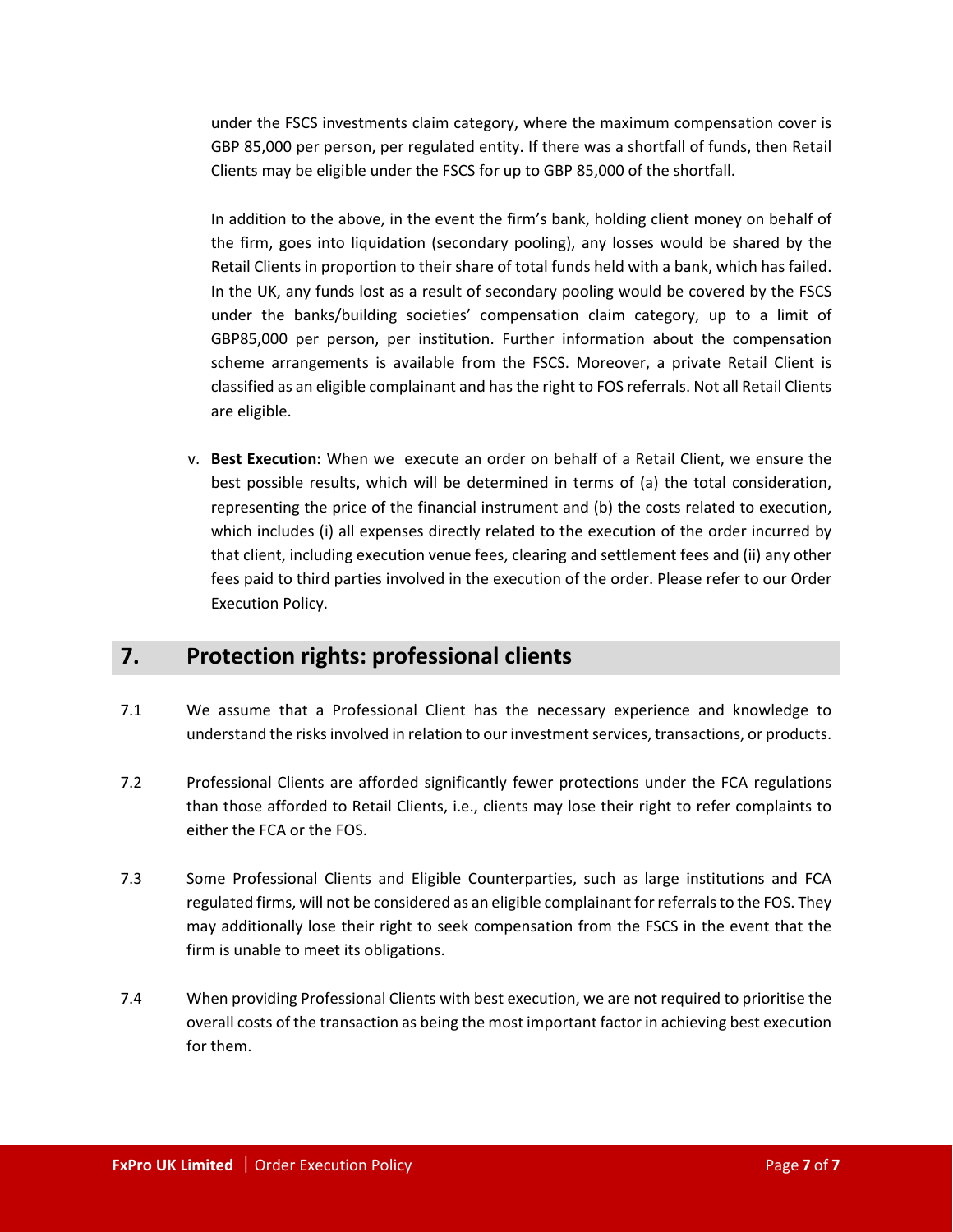under the FSCS investments claim category, where the maximum compensation cover is GBP 85,000 per person, per regulated entity. If there was a shortfall of funds, then Retail Clients may be eligible under the FSCS for up to GBP 85,000 of the shortfall.

In addition to the above, in the event the firm's bank, holding client money on behalf of the firm, goes into liquidation (secondary pooling), any losses would be shared by the Retail Clients in proportion to their share of total funds held with a bank, which has failed. In the UK, any funds lost as a result of secondary pooling would be covered by the FSCS under the banks/building societies' compensation claim category, up to a limit of GBP85,000 per person, per institution. Further information about the compensation scheme arrangements is available from the FSCS. Moreover, a private Retail Client is classified as an eligible complainant and has the right to FOS referrals. Not all Retail Clients are eligible.

v. **Best Execution:** When we execute an order on behalf of a Retail Client, we ensure the best possible results, which will be determined in terms of (a) the total consideration, representing the price of the financial instrument and (b) the costs related to execution, which includes (i) all expenses directly related to the execution of the order incurred by that client, including execution venue fees, clearing and settlement fees and (ii) any other fees paid to third parties involved in the execution of the order. Please refer to our Order Execution Policy.

## 7. Protection rights: professional clients

7.1 We assume that a Professional Client has the necessary experience and knowledge to understand the risks involved in relation to our investment services, transactions, or products.

7.2 Professional Clients are afforded significantly fewer protections under the FCA regulations than those afforded to Retail Clients, i.e., clients may lose their right to refer complaints to either the FCA or the FOS.

7.3 Some Professional Clients and Eligible Counterparties, such as large institutions and FCA regulated firms, will not be considered as an eligible complainant for referrals to the FOS. They may additionally lose their right to seek compensation from the FSCS in the event that the firm is unable to meet its obligations.

7.4 When providing Professional Clients with best execution, we are not required to prioritise the overall costs of the transaction as being the most important factor in achieving best execution for them.